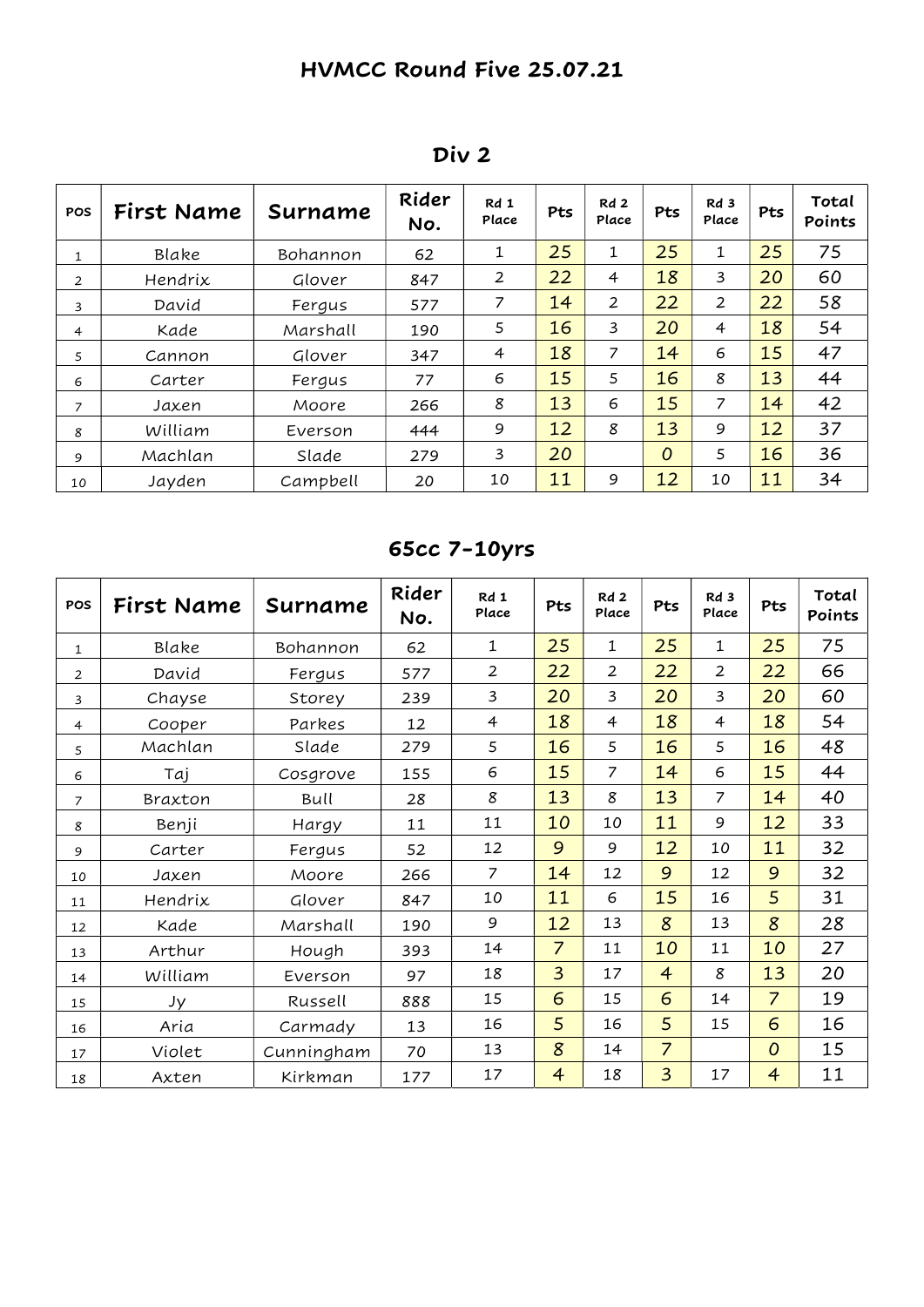# HVMCC Round Five 25.07.21

## Div 2

| POS | First Name | Surname | Rider No. | Rd 1 Place | Pts | Rd 2 Place | Pts | Rd 3 Place | Pts | Total Points |
|---|---|---|---|---|---|---|---|---|---|---|
| 1 | Blake | Bohannon | 62 | 1 | 25 | 1 | 25 | 1 | 25 | 75 |
| 2 | Hendrix | Glover | 847 | 2 | 22 | 4 | 18 | 3 | 20 | 60 |
| 3 | David | Fergus | 577 | 7 | 14 | 2 | 22 | 2 | 22 | 58 |
| 4 | Kade | Marshall | 190 | 5 | 16 | 3 | 20 | 4 | 18 | 54 |
| 5 | Cannon | Glover | 347 | 4 | 18 | 7 | 14 | 6 | 15 | 47 |
| 6 | Carter | Fergus | 77 | 6 | 15 | 5 | 16 | 8 | 13 | 44 |
| 7 | Jaxen | Moore | 266 | 8 | 13 | 6 | 15 | 7 | 14 | 42 |
| 8 | William | Everson | 444 | 9 | 12 | 8 | 13 | 9 | 12 | 37 |
| 9 | Machlan | Slade | 279 | 3 | 20 |  | 0 | 5 | 16 | 36 |
| 10 | Jayden | Campbell | 20 | 10 | 11 | 9 | 12 | 10 | 11 | 34 |

## 65cc 7-10yrs

| POS | First Name | Surname | Rider No. | Rd 1 Place | Pts | Rd 2 Place | Pts | Rd 3 Place | Pts | Total Points |
|---|---|---|---|---|---|---|---|---|---|---|
| 1 | Blake | Bohannon | 62 | 1 | 25 | 1 | 25 | 1 | 25 | 75 |
| 2 | David | Fergus | 577 | 2 | 22 | 2 | 22 | 2 | 22 | 66 |
| 3 | Chayse | Storey | 239 | 3 | 20 | 3 | 20 | 3 | 20 | 60 |
| 4 | Cooper | Parkes | 12 | 4 | 18 | 4 | 18 | 4 | 18 | 54 |
| 5 | Machlan | Slade | 279 | 5 | 16 | 5 | 16 | 5 | 16 | 48 |
| 6 | Taj | Cosgrove | 155 | 6 | 15 | 7 | 14 | 6 | 15 | 44 |
| 7 | Braxton | Bull | 28 | 8 | 13 | 8 | 13 | 7 | 14 | 40 |
| 8 | Benji | Hargy | 11 | 11 | 10 | 10 | 11 | 9 | 12 | 33 |
| 9 | Carter | Fergus | 52 | 12 | 9 | 9 | 12 | 10 | 11 | 32 |
| 10 | Jaxen | Moore | 266 | 7 | 14 | 12 | 9 | 12 | 9 | 32 |
| 11 | Hendrix | Glover | 847 | 10 | 11 | 6 | 15 | 16 | 5 | 31 |
| 12 | Kade | Marshall | 190 | 9 | 12 | 13 | 8 | 13 | 8 | 28 |
| 13 | Arthur | Hough | 393 | 14 | 7 | 11 | 10 | 11 | 10 | 27 |
| 14 | William | Everson | 97 | 18 | 3 | 17 | 4 | 8 | 13 | 20 |
| 15 | Jy | Russell | 888 | 15 | 6 | 15 | 6 | 14 | 7 | 19 |
| 16 | Aria | Carmady | 13 | 16 | 5 | 16 | 5 | 15 | 6 | 16 |
| 17 | Violet | Cunningham | 70 | 13 | 8 | 14 | 7 |  | 0 | 15 |
| 18 | Axten | Kirkman | 177 | 17 | 4 | 18 | 3 | 17 | 4 | 11 |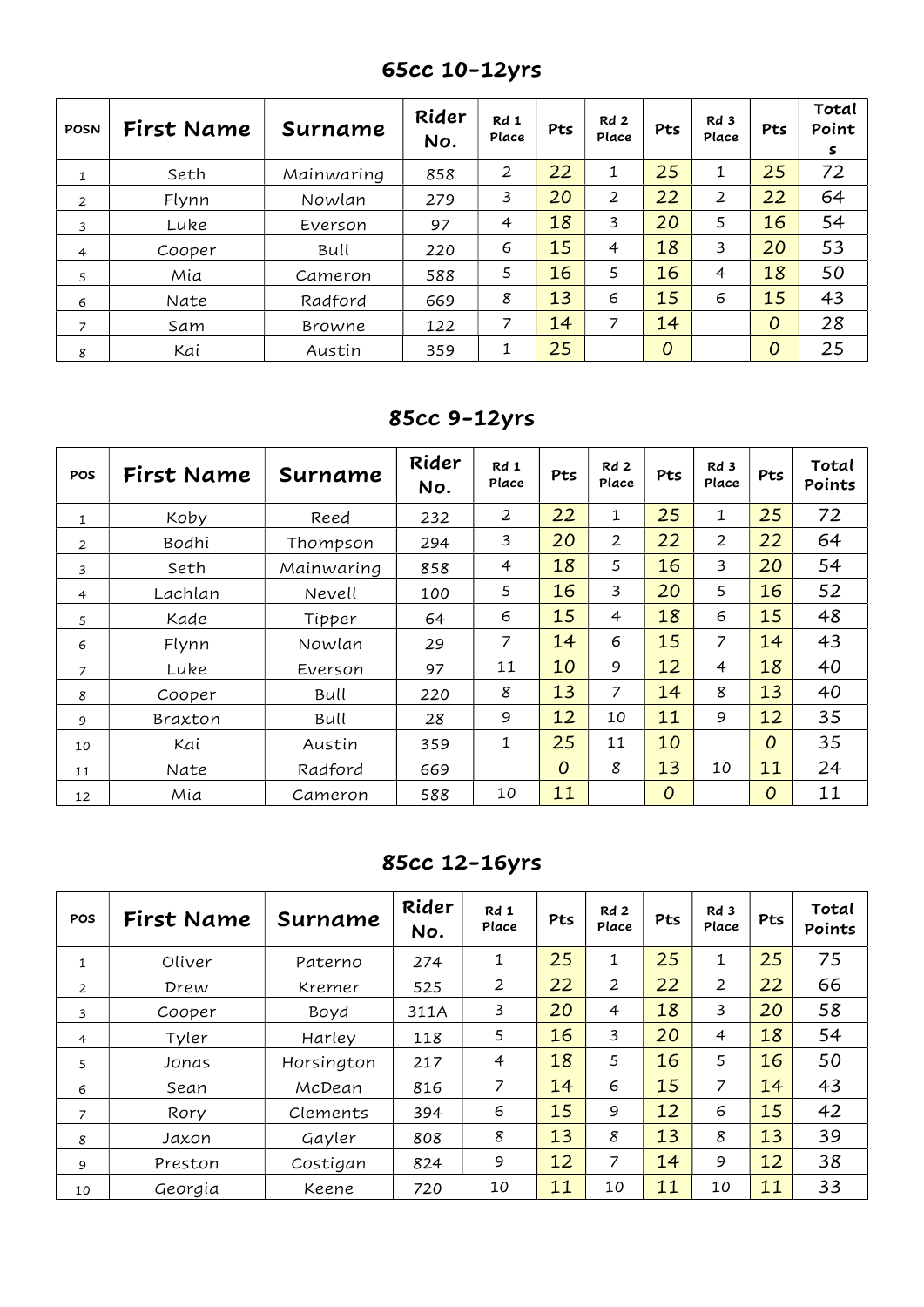## 65cc 10-12yrs

| POSN | First Name | Surname | Rider No. | Rd 1 Place | Pts | Rd 2 Place | Pts | Rd 3 Place | Pts | Total Points |
|---|---|---|---|---|---|---|---|---|---|---|
| 1 | Seth | Mainwaring | 858 | 2 | 22 | 1 | 25 | 1 | 25 | 72 |
| 2 | Flynn | Nowlan | 279 | 3 | 20 | 2 | 22 | 2 | 22 | 64 |
| 3 | Luke | Everson | 97 | 4 | 18 | 3 | 20 | 5 | 16 | 54 |
| 4 | Cooper | Bull | 220 | 6 | 15 | 4 | 18 | 3 | 20 | 53 |
| 5 | Mia | Cameron | 588 | 5 | 16 | 5 | 16 | 4 | 18 | 50 |
| 6 | Nate | Radford | 669 | 8 | 13 | 6 | 15 | 6 | 15 | 43 |
| 7 | Sam | Browne | 122 | 7 | 14 | 7 | 14 | | 0 | 28 |
| 8 | Kai | Austin | 359 | 1 | 25 | | 0 | | 0 | 25 |

## 85cc 9-12yrs

| POS | First Name | Surname | Rider No. | Rd 1 Place | Pts | Rd 2 Place | Pts | Rd 3 Place | Pts | Total Points |
|---|---|---|---|---|---|---|---|---|---|---|
| 1 | Koby | Reed | 232 | 2 | 22 | 1 | 25 | 1 | 25 | 72 |
| 2 | Bodhi | Thompson | 294 | 3 | 20 | 2 | 22 | 2 | 22 | 64 |
| 3 | Seth | Mainwaring | 858 | 4 | 18 | 5 | 16 | 3 | 20 | 54 |
| 4 | Lachlan | Nevell | 100 | 5 | 16 | 3 | 20 | 5 | 16 | 52 |
| 5 | Kade | Tipper | 64 | 6 | 15 | 4 | 18 | 6 | 15 | 48 |
| 6 | Flynn | Nowlan | 29 | 7 | 14 | 6 | 15 | 7 | 14 | 43 |
| 7 | Luke | Everson | 97 | 11 | 10 | 9 | 12 | 4 | 18 | 40 |
| 8 | Cooper | Bull | 220 | 8 | 13 | 7 | 14 | 8 | 13 | 40 |
| 9 | Braxton | Bull | 28 | 9 | 12 | 10 | 11 | 9 | 12 | 35 |
| 10 | Kai | Austin | 359 | 1 | 25 | 11 | 10 | | 0 | 35 |
| 11 | Nate | Radford | 669 | | 0 | 8 | 13 | 10 | 11 | 24 |
| 12 | Mia | Cameron | 588 | 10 | 11 | | 0 | | 0 | 11 |

## 85cc 12-16yrs

| POS | First Name | Surname | Rider No. | Rd 1 Place | Pts | Rd 2 Place | Pts | Rd 3 Place | Pts | Total Points |
|---|---|---|---|---|---|---|---|---|---|---|
| 1 | Oliver | Paterno | 274 | 1 | 25 | 1 | 25 | 1 | 25 | 75 |
| 2 | Drew | Kremer | 525 | 2 | 22 | 2 | 22 | 2 | 22 | 66 |
| 3 | Cooper | Boyd | 311A | 3 | 20 | 4 | 18 | 3 | 20 | 58 |
| 4 | Tyler | Harley | 118 | 5 | 16 | 3 | 20 | 4 | 18 | 54 |
| 5 | Jonas | Horsington | 217 | 4 | 18 | 5 | 16 | 5 | 16 | 50 |
| 6 | Sean | McDean | 816 | 7 | 14 | 6 | 15 | 7 | 14 | 43 |
| 7 | Rory | Clements | 394 | 6 | 15 | 9 | 12 | 6 | 15 | 42 |
| 8 | Jaxon | Gayler | 808 | 8 | 13 | 8 | 13 | 8 | 13 | 39 |
| 9 | Preston | Costigan | 824 | 9 | 12 | 7 | 14 | 9 | 12 | 38 |
| 10 | Georgia | Keene | 720 | 10 | 11 | 10 | 11 | 10 | 11 | 33 |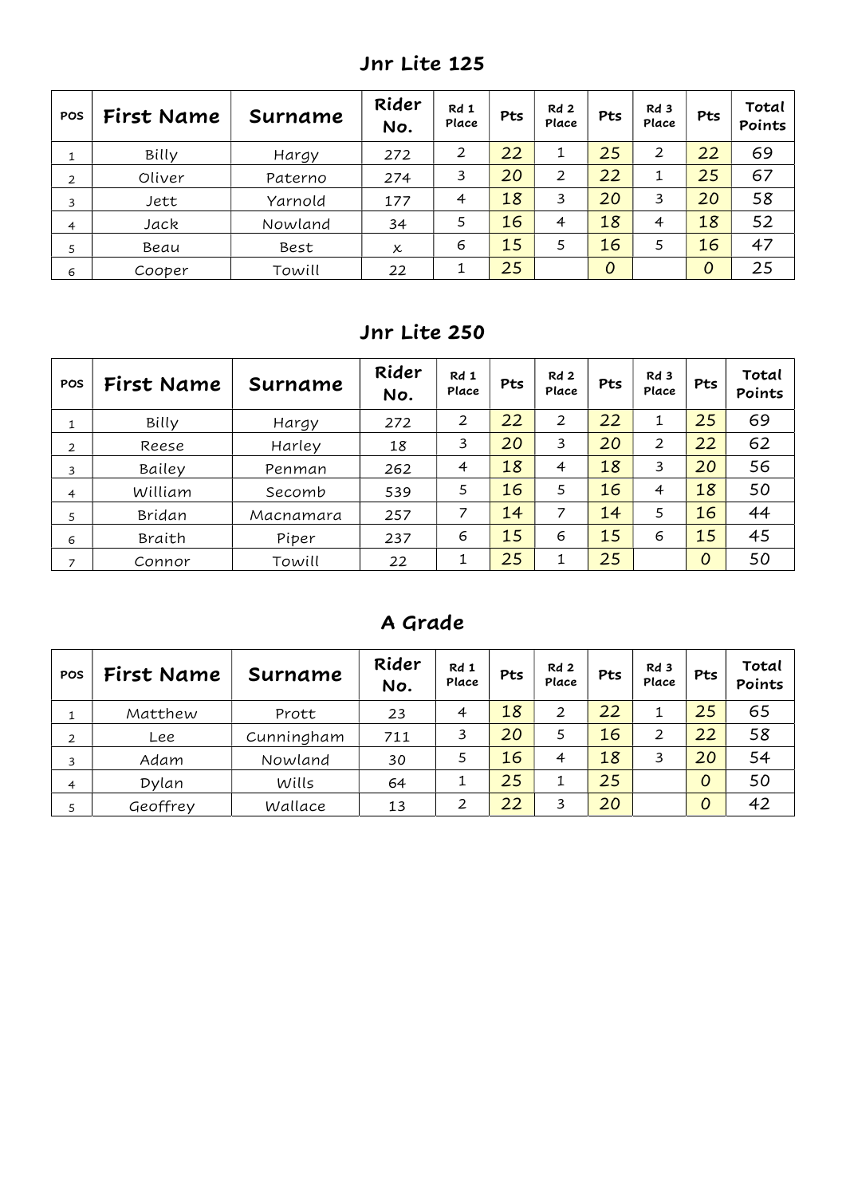## Jnr Lite 125

| POS | First Name | Surname | Rider No. | Rd 1 Place | Pts | Rd 2 Place | Pts | Rd 3 Place | Pts | Total Points |
|---|---|---|---|---|---|---|---|---|---|---|
| 1 | Billy | Hargy | 272 | 2 | 22 | 1 | 25 | 2 | 22 | 69 |
| 2 | Oliver | Paterno | 274 | 3 | 20 | 2 | 22 | 1 | 25 | 67 |
| 3 | Jett | Yarnold | 177 | 4 | 18 | 3 | 20 | 3 | 20 | 58 |
| 4 | Jack | Nowland | 34 | 5 | 16 | 4 | 18 | 4 | 18 | 52 |
| 5 | Beau | Best | x | 6 | 15 | 5 | 16 | 5 | 16 | 47 |
| 6 | Cooper | Towill | 22 | 1 | 25 | | 0 | | 0 | 25 |

## Jnr Lite 250

| POS | First Name | Surname | Rider No. | Rd 1 Place | Pts | Rd 2 Place | Pts | Rd 3 Place | Pts | Total Points |
|---|---|---|---|---|---|---|---|---|---|---|
| 1 | Billy | Hargy | 272 | 2 | 22 | 2 | 22 | 1 | 25 | 69 |
| 2 | Reese | Harley | 18 | 3 | 20 | 3 | 20 | 2 | 22 | 62 |
| 3 | Bailey | Penman | 262 | 4 | 18 | 4 | 18 | 3 | 20 | 56 |
| 4 | William | Secomb | 539 | 5 | 16 | 5 | 16 | 4 | 18 | 50 |
| 5 | Bridan | Macnamara | 257 | 7 | 14 | 7 | 14 | 5 | 16 | 44 |
| 6 | Braith | Piper | 237 | 6 | 15 | 6 | 15 | 6 | 15 | 45 |
| 7 | Connor | Towill | 22 | 1 | 25 | 1 | 25 | | 0 | 50 |

## A Grade

| POS | First Name | Surname | Rider No. | Rd 1 Place | Pts | Rd 2 Place | Pts | Rd 3 Place | Pts | Total Points |
|---|---|---|---|---|---|---|---|---|---|---|
| 1 | Matthew | Prott | 23 | 4 | 18 | 2 | 22 | 1 | 25 | 65 |
| 2 | Lee | Cunningham | 711 | 3 | 20 | 5 | 16 | 2 | 22 | 58 |
| 3 | Adam | Nowland | 30 | 5 | 16 | 4 | 18 | 3 | 20 | 54 |
| 4 | Dylan | Wills | 64 | 1 | 25 | 1 | 25 | | 0 | 50 |
| 5 | Geoffrey | Wallace | 13 | 2 | 22 | 3 | 20 | | 0 | 42 |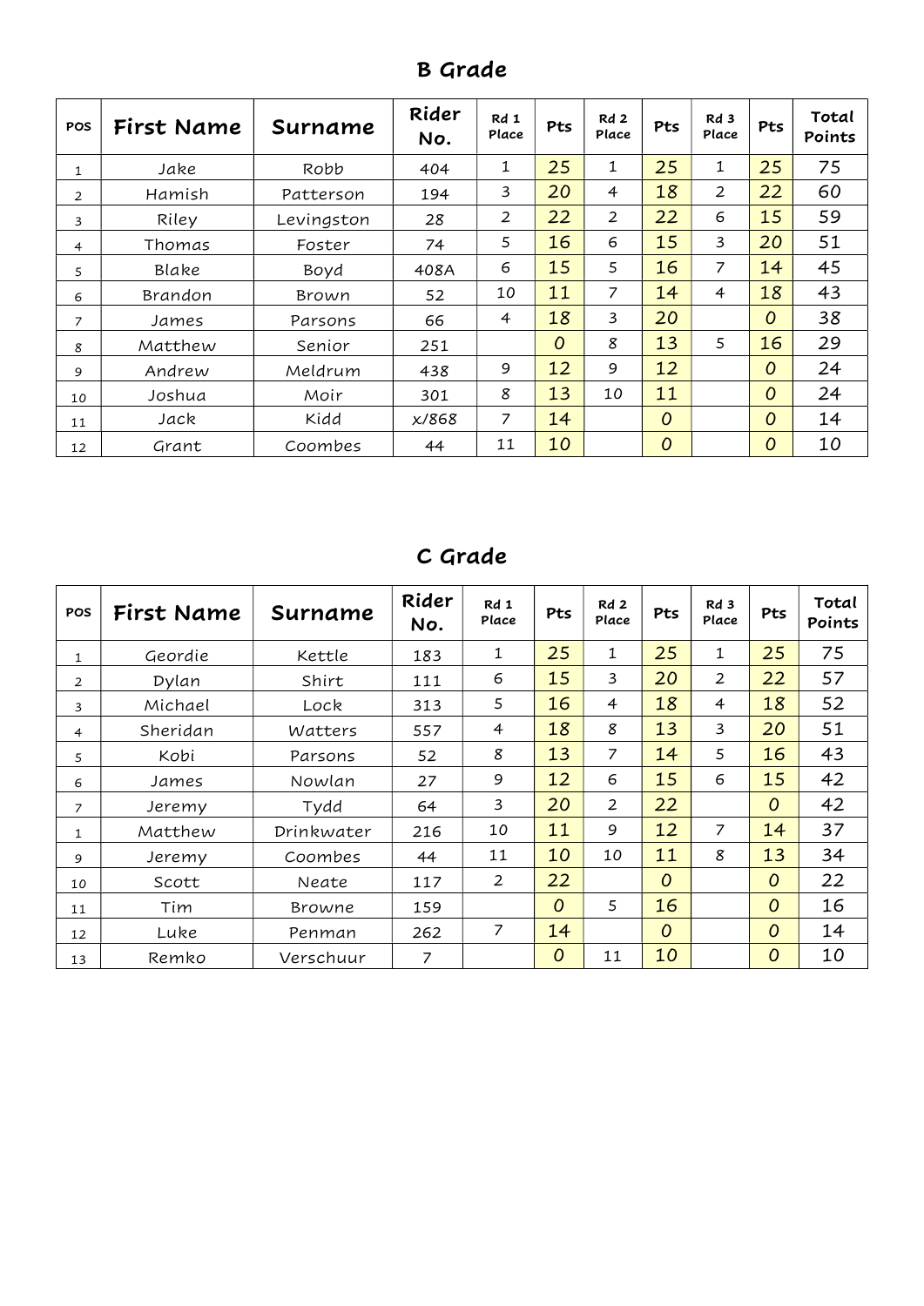## B Grade

| POS | First Name | Surname | Rider No. | Rd 1 Place | Pts | Rd 2 Place | Pts | Rd 3 Place | Pts | Total Points |
|---|---|---|---|---|---|---|---|---|---|---|
| 1 | Jake | Robb | 404 | 1 | 25 | 1 | 25 | 1 | 25 | 75 |
| 2 | Hamish | Patterson | 194 | 3 | 20 | 4 | 18 | 2 | 22 | 60 |
| 3 | Riley | Levingston | 28 | 2 | 22 | 2 | 22 | 6 | 15 | 59 |
| 4 | Thomas | Foster | 74 | 5 | 16 | 6 | 15 | 3 | 20 | 51 |
| 5 | Blake | Boyd | 408A | 6 | 15 | 5 | 16 | 7 | 14 | 45 |
| 6 | Brandon | Brown | 52 | 10 | 11 | 7 | 14 | 4 | 18 | 43 |
| 7 | James | Parsons | 66 | 4 | 18 | 3 | 20 | | 0 | 38 |
| 8 | Matthew | Senior | 251 | | 0 | 8 | 13 | 5 | 16 | 29 |
| 9 | Andrew | Meldrum | 438 | 9 | 12 | 9 | 12 | | 0 | 24 |
| 10 | Joshua | Moir | 301 | 8 | 13 | 10 | 11 | | 0 | 24 |
| 11 | Jack | Kidd | x/868 | 7 | 14 | | 0 | | 0 | 14 |
| 12 | Grant | Coombes | 44 | 11 | 10 | | 0 | | 0 | 10 |

## C Grade

| POS | First Name | Surname | Rider No. | Rd 1 Place | Pts | Rd 2 Place | Pts | Rd 3 Place | Pts | Total Points |
|---|---|---|---|---|---|---|---|---|---|---|
| 1 | Geordie | Kettle | 183 | 1 | 25 | 1 | 25 | 1 | 25 | 75 |
| 2 | Dylan | Shirt | 111 | 6 | 15 | 3 | 20 | 2 | 22 | 57 |
| 3 | Michael | Lock | 313 | 5 | 16 | 4 | 18 | 4 | 18 | 52 |
| 4 | Sheridan | Watters | 557 | 4 | 18 | 8 | 13 | 3 | 20 | 51 |
| 5 | Kobi | Parsons | 52 | 8 | 13 | 7 | 14 | 5 | 16 | 43 |
| 6 | James | Nowlan | 27 | 9 | 12 | 6 | 15 | 6 | 15 | 42 |
| 7 | Jeremy | Tydd | 64 | 3 | 20 | 2 | 22 | | 0 | 42 |
| 1 | Matthew | Drinkwater | 216 | 10 | 11 | 9 | 12 | 7 | 14 | 37 |
| 9 | Jeremy | Coombes | 44 | 11 | 10 | 10 | 11 | 8 | 13 | 34 |
| 10 | Scott | Neate | 117 | 2 | 22 | | 0 | | 0 | 22 |
| 11 | Tim | Browne | 159 | | 0 | 5 | 16 | | 0 | 16 |
| 12 | Luke | Penman | 262 | 7 | 14 | | 0 | | 0 | 14 |
| 13 | Remko | Verschuur | 7 | | 0 | 11 | 10 | | 0 | 10 |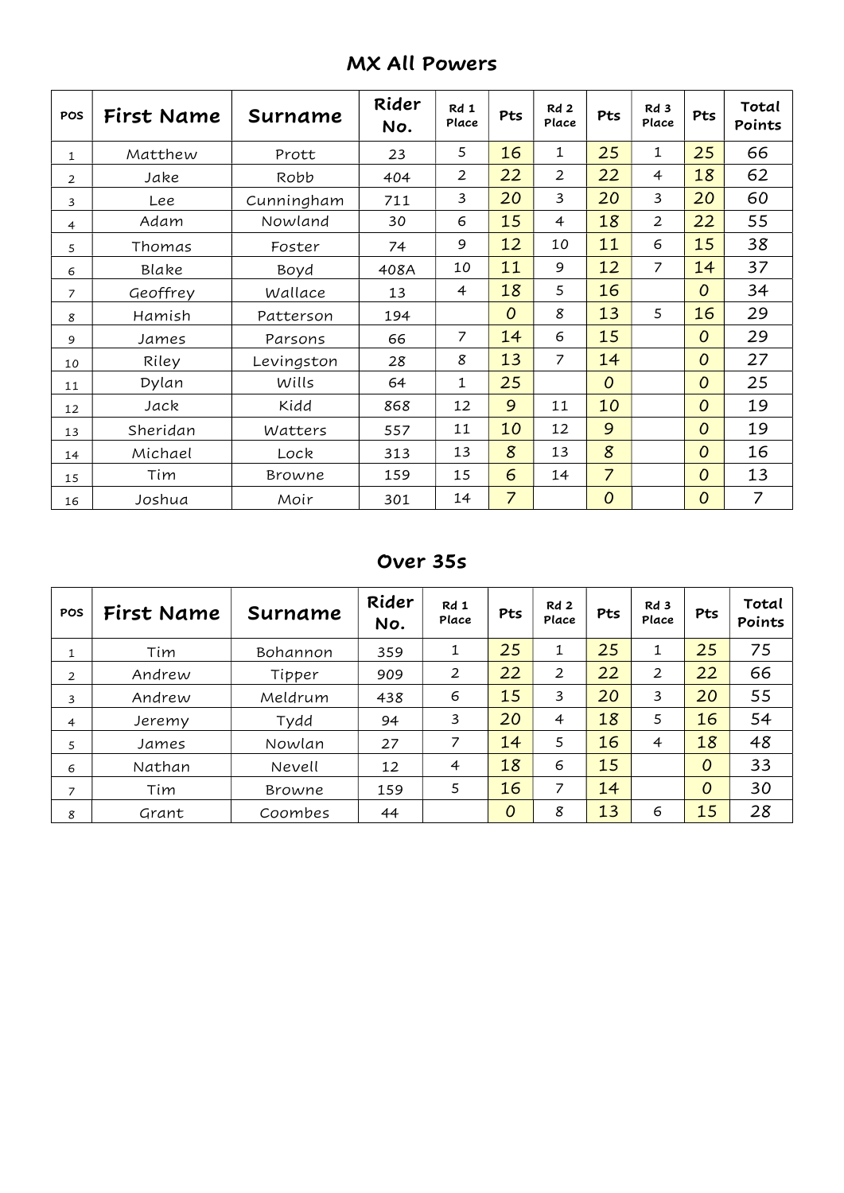## MX All Powers

| POS | First Name | Surname | Rider No. | Rd 1 Place | Pts | Rd 2 Place | Pts | Rd 3 Place | Pts | Total Points |
|---|---|---|---|---|---|---|---|---|---|---|
| 1 | Matthew | Prott | 23 | 5 | 16 | 1 | 25 | 1 | 25 | 66 |
| 2 | Jake | Robb | 404 | 2 | 22 | 2 | 22 | 4 | 18 | 62 |
| 3 | Lee | Cunningham | 711 | 3 | 20 | 3 | 20 | 3 | 20 | 60 |
| 4 | Adam | Nowland | 30 | 6 | 15 | 4 | 18 | 2 | 22 | 55 |
| 5 | Thomas | Foster | 74 | 9 | 12 | 10 | 11 | 6 | 15 | 38 |
| 6 | Blake | Boyd | 408A | 10 | 11 | 9 | 12 | 7 | 14 | 37 |
| 7 | Geoffrey | Wallace | 13 | 4 | 18 | 5 | 16 | | 0 | 34 |
| 8 | Hamish | Patterson | 194 | | 0 | 8 | 13 | 5 | 16 | 29 |
| 9 | James | Parsons | 66 | 7 | 14 | 6 | 15 | | 0 | 29 |
| 10 | Riley | Levingston | 28 | 8 | 13 | 7 | 14 | | 0 | 27 |
| 11 | Dylan | Wills | 64 | 1 | 25 | | 0 | | 0 | 25 |
| 12 | Jack | Kidd | 868 | 12 | 9 | 11 | 10 | | 0 | 19 |
| 13 | Sheridan | Watters | 557 | 11 | 10 | 12 | 9 | | 0 | 19 |
| 14 | Michael | Lock | 313 | 13 | 8 | 13 | 8 | | 0 | 16 |
| 15 | Tim | Browne | 159 | 15 | 6 | 14 | 7 | | 0 | 13 |
| 16 | Joshua | Moir | 301 | 14 | 7 | | 0 | | 0 | 7 |

## Over 35s

| POS | First Name | Surname | Rider No. | Rd 1 Place | Pts | Rd 2 Place | Pts | Rd 3 Place | Pts | Total Points |
|---|---|---|---|---|---|---|---|---|---|---|
| 1 | Tim | Bohannon | 359 | 1 | 25 | 1 | 25 | 1 | 25 | 75 |
| 2 | Andrew | Tipper | 909 | 2 | 22 | 2 | 22 | 2 | 22 | 66 |
| 3 | Andrew | Meldrum | 438 | 6 | 15 | 3 | 20 | 3 | 20 | 55 |
| 4 | Jeremy | Tydd | 94 | 3 | 20 | 4 | 18 | 5 | 16 | 54 |
| 5 | James | Nowlan | 27 | 7 | 14 | 5 | 16 | 4 | 18 | 48 |
| 6 | Nathan | Nevell | 12 | 4 | 18 | 6 | 15 | | 0 | 33 |
| 7 | Tim | Browne | 159 | 5 | 16 | 7 | 14 | | 0 | 30 |
| 8 | Grant | Coombes | 44 | | 0 | 8 | 13 | 6 | 15 | 28 |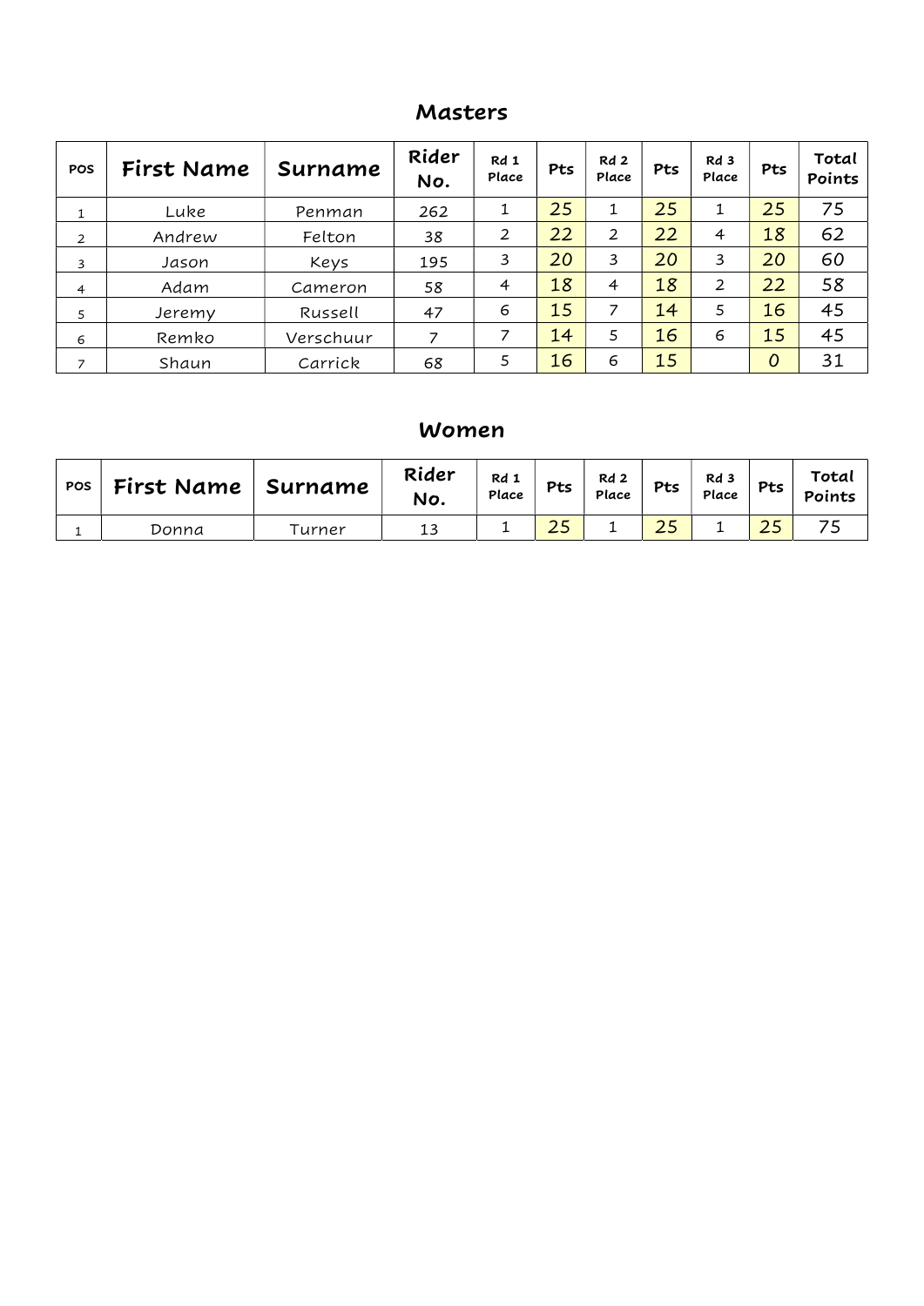## Masters

| POS | First Name | Surname | Rider No. | Rd 1 Place | Pts | Rd 2 Place | Pts | Rd 3 Place | Pts | Total Points |
|---|---|---|---|---|---|---|---|---|---|---|
| 1 | Luke | Penman | 262 | 1 | 25 | 1 | 25 | 1 | 25 | 75 |
| 2 | Andrew | Felton | 38 | 2 | 22 | 2 | 22 | 4 | 18 | 62 |
| 3 | Jason | Keys | 195 | 3 | 20 | 3 | 20 | 3 | 20 | 60 |
| 4 | Adam | Cameron | 58 | 4 | 18 | 4 | 18 | 2 | 22 | 58 |
| 5 | Jeremy | Russell | 47 | 6 | 15 | 7 | 14 | 5 | 16 | 45 |
| 6 | Remko | Verschuur | 7 | 7 | 14 | 5 | 16 | 6 | 15 | 45 |
| 7 | Shaun | Carrick | 68 | 5 | 16 | 6 | 15 | | 0 | 31 |

## Women

| POS | First Name | Surname | Rider No. | Rd 1 Place | Pts | Rd 2 Place | Pts | Rd 3 Place | Pts | Total Points |
|---|---|---|---|---|---|---|---|---|---|---|
| 1 | Donna | Turner | 13 | 1 | 25 | 1 | 25 | 1 | 25 | 75 |